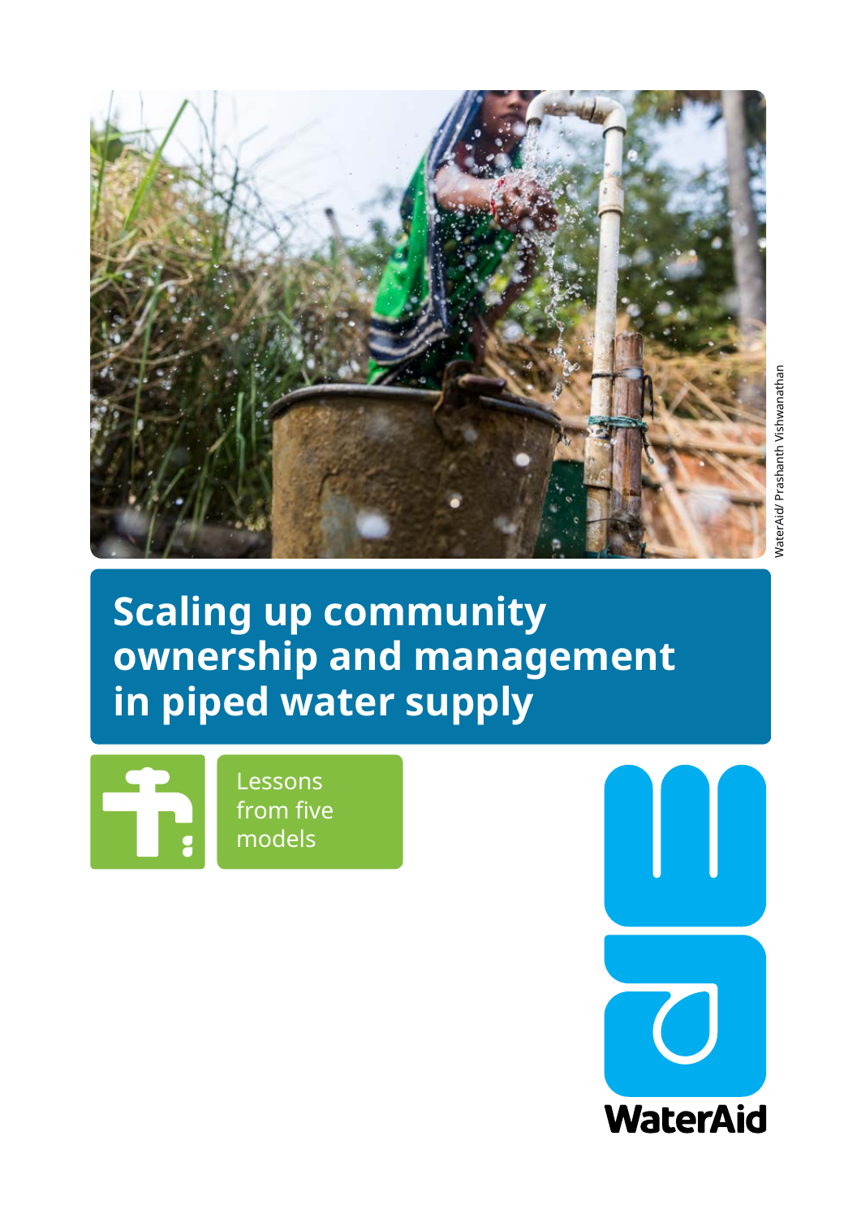WaterAid/ Prashanth Vishwanathan

# Scaling up community ownership and management in piped water supply

Lessons from five models

WaterAid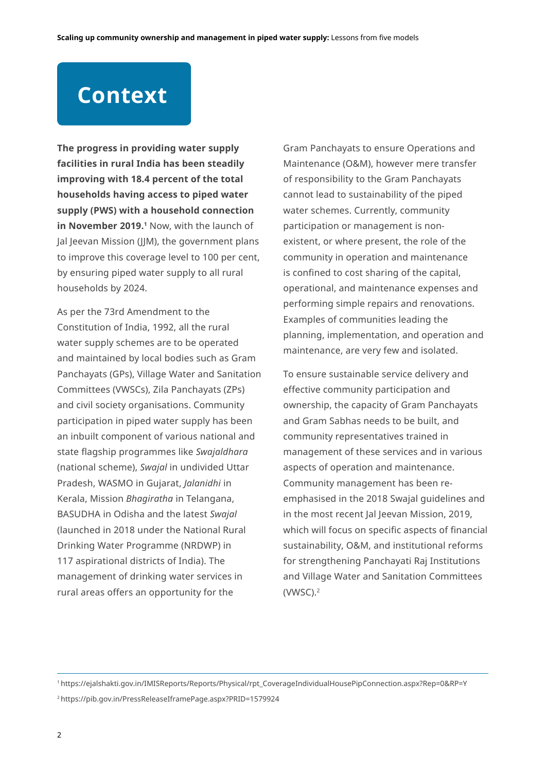# Context

**The progress in providing water supply facilities in rural India has been steadily improving with 18.4 percent of the total households having access to piped water supply (PWS) with a household connection in November 2019.[1]** Now, with the launch of Jal Jeevan Mission (JJM), the government plans to improve this coverage level to 100 per cent, by ensuring piped water supply to all rural households by 2024.

As per the 73rd Amendment to the Constitution of India, 1992, all the rural water supply schemes are to be operated and maintained by local bodies such as Gram Panchayats (GPs), Village Water and Sanitation Committees (VWSCs), Zila Panchayats (ZPs) and civil society organisations. Community participation in piped water supply has been an inbuilt component of various national and state flagship programmes like *Swajaldhara* (national scheme), *Swajal* in undivided Uttar Pradesh, WASMO in Gujarat, *Jalanidhi* in Kerala, Mission *Bhagiratha* in Telangana, BASUDHA in Odisha and the latest *Swajal* (launched in 2018 under the National Rural Drinking Water Programme (NRDWP) in 117 aspirational districts of India). The management of drinking water services in rural areas offers an opportunity for the Gram Panchayats to ensure Operations and Maintenance (O&M), however mere transfer of responsibility to the Gram Panchayats cannot lead to sustainability of the piped water schemes. Currently, community participation or management is non-existent, or where present, the role of the community in operation and maintenance is confined to cost sharing of the capital, operational, and maintenance expenses and performing simple repairs and renovations. Examples of communities leading the planning, implementation, and operation and maintenance, are very few and isolated.

To ensure sustainable service delivery and effective community participation and ownership, the capacity of Gram Panchayats and Gram Sabhas needs to be built, and community representatives trained in management of these services and in various aspects of operation and maintenance. Community management has been re-emphasised in the 2018 Swajal guidelines and in the most recent Jal Jeevan Mission, 2019, which will focus on specific aspects of financial sustainability, O&M, and institutional reforms for strengthening Panchayati Raj Institutions and Village Water and Sanitation Committees (VWSC).[2]

---

[1] https://ejalshakti.gov.in/IMISReports/Reports/Physical/rpt_CoverageIndividualHousePipConnection.aspx?Rep=0&RP=Y

[2] https://pib.gov.in/PressReleaseIframePage.aspx?PRID=1579924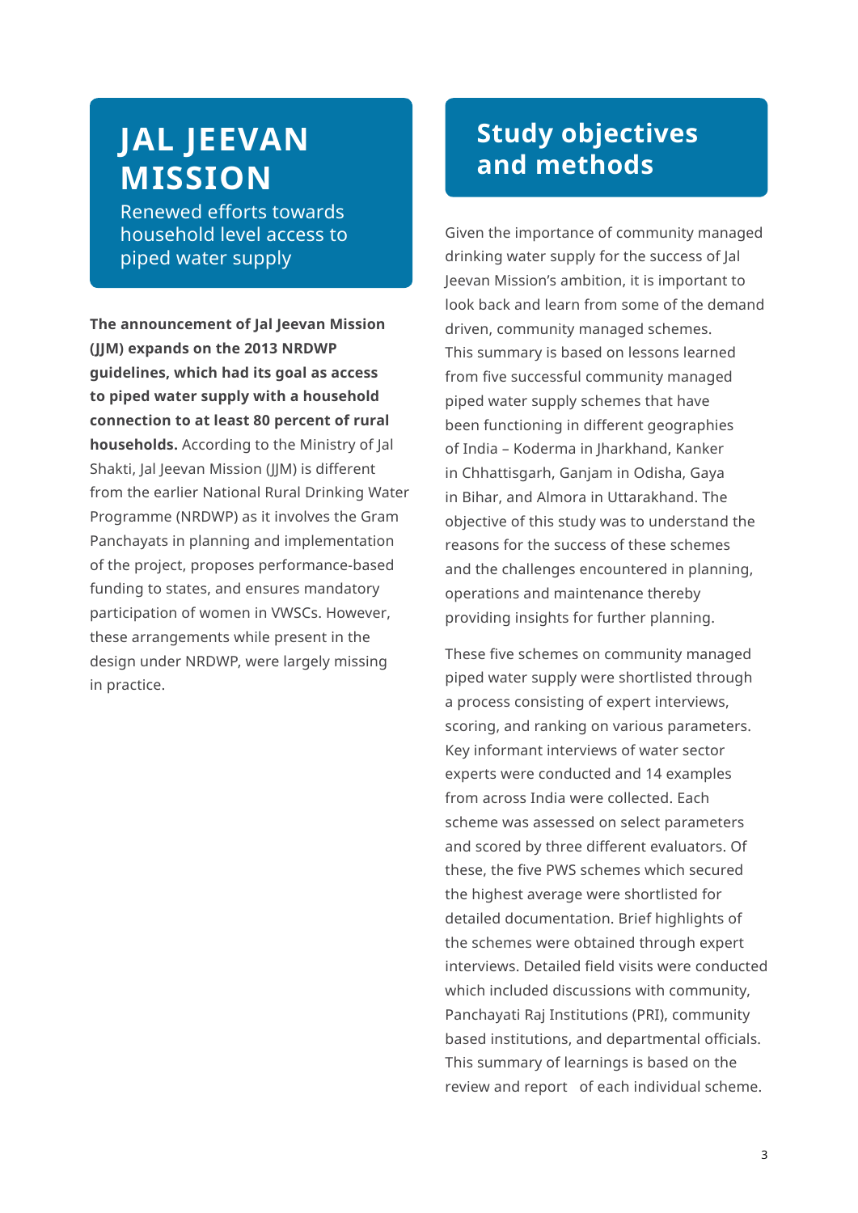# JAL JEEVAN MISSION

Renewed efforts towards household level access to piped water supply

**The announcement of Jal Jeevan Mission (JJM) expands on the 2013 NRDWP guidelines, which had its goal as access to piped water supply with a household connection to at least 80 percent of rural households.** According to the Ministry of Jal Shakti, Jal Jeevan Mission (JJM) is different from the earlier National Rural Drinking Water Programme (NRDWP) as it involves the Gram Panchayats in planning and implementation of the project, proposes performance-based funding to states, and ensures mandatory participation of women in VWSCs. However, these arrangements while present in the design under NRDWP, were largely missing in practice.

# Study objectives and methods

Given the importance of community managed drinking water supply for the success of Jal Jeevan Mission's ambition, it is important to look back and learn from some of the demand driven, community managed schemes. This summary is based on lessons learned from five successful community managed piped water supply schemes that have been functioning in different geographies of India – Koderma in Jharkhand, Kanker in Chhattisgarh, Ganjam in Odisha, Gaya in Bihar, and Almora in Uttarakhand. The objective of this study was to understand the reasons for the success of these schemes and the challenges encountered in planning, operations and maintenance thereby providing insights for further planning.

These five schemes on community managed piped water supply were shortlisted through a process consisting of expert interviews, scoring, and ranking on various parameters. Key informant interviews of water sector experts were conducted and 14 examples from across India were collected. Each scheme was assessed on select parameters and scored by three different evaluators. Of these, the five PWS schemes which secured the highest average were shortlisted for detailed documentation. Brief highlights of the schemes were obtained through expert interviews. Detailed field visits were conducted which included discussions with community, Panchayati Raj Institutions (PRI), community based institutions, and departmental officials. This summary of learnings is based on the review and report of each individual scheme.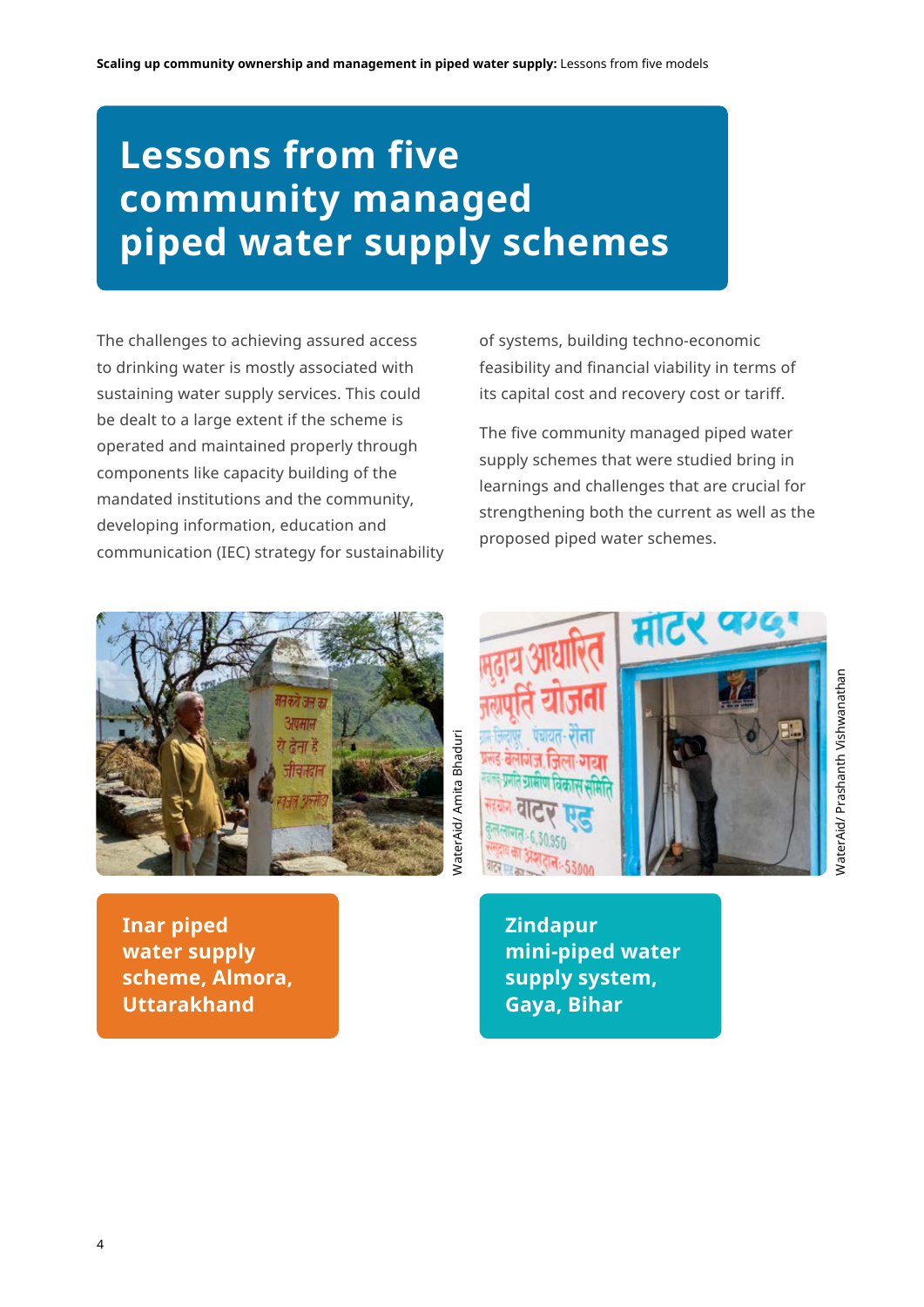# Lessons from five community managed piped water supply schemes

The challenges to achieving assured access to drinking water is mostly associated with sustaining water supply services. This could be dealt to a large extent if the scheme is operated and maintained properly through components like capacity building of the mandated institutions and the community, developing information, education and communication (IEC) strategy for sustainability of systems, building techno-economic feasibility and financial viability in terms of its capital cost and recovery cost or tariff.

The five community managed piped water supply schemes that were studied bring in learnings and challenges that are crucial for strengthening both the current as well as the proposed piped water schemes.

WaterAid/ Amita Bhaduri

**Inar piped water supply scheme, Almora, Uttarakhand**

WaterAid/ Prashanth Vishwanathan

**Zindapur mini-piped water supply system, Gaya, Bihar**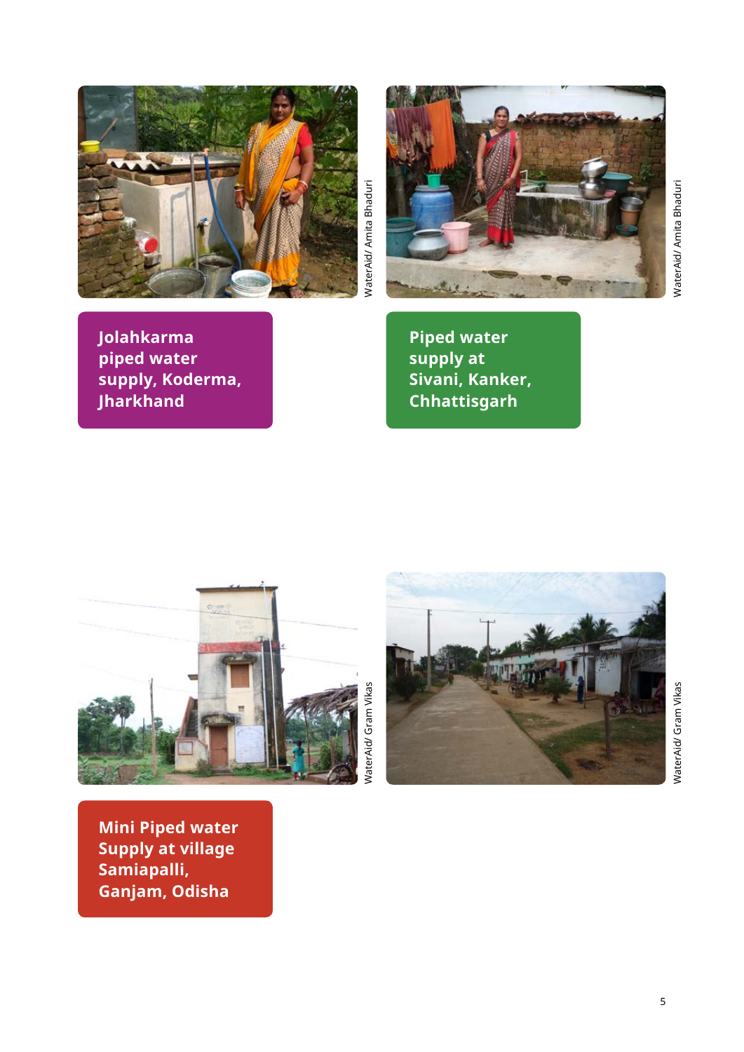WaterAid/ Amita Bhaduri

**Jolahkarma piped water supply, Koderma, Jharkhand**

WaterAid/ Amita Bhaduri

**Piped water supply at Sivani, Kanker, Chhattisgarh**

WaterAid/ Gram Vikas

WaterAid/ Gram Vikas

**Mini Piped water Supply at village Samiapalli, Ganjam, Odisha**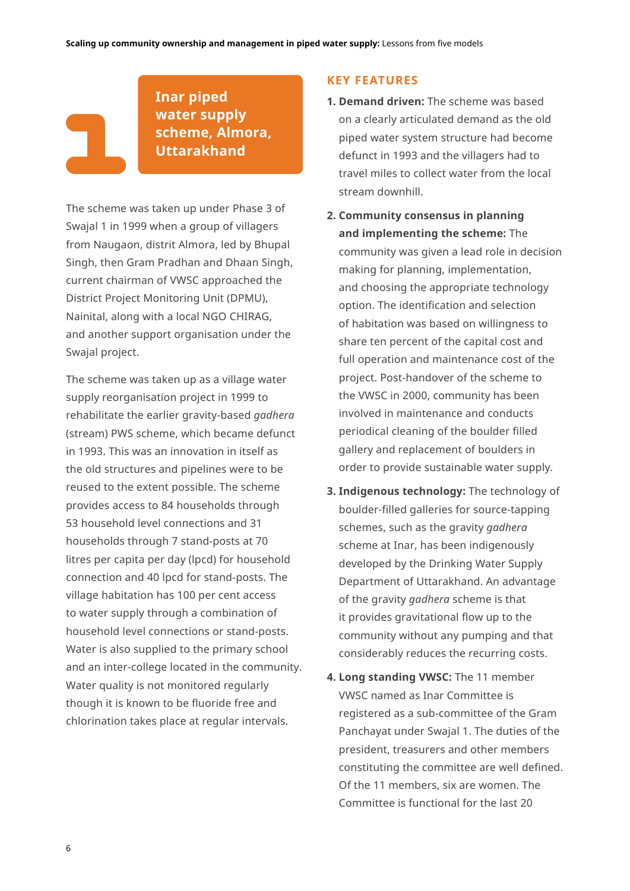# 1 Inar piped water supply scheme, Almora, Uttarakhand

The scheme was taken up under Phase 3 of Swajal 1 in 1999 when a group of villagers from Naugaon, distrit Almora, led by Bhupal Singh, then Gram Pradhan and Dhaan Singh, current chairman of VWSC approached the District Project Monitoring Unit (DPMU), Nainital, along with a local NGO CHIRAG, and another support organisation under the Swajal project.

The scheme was taken up as a village water supply reorganisation project in 1999 to rehabilitate the earlier gravity-based *gadhera* (stream) PWS scheme, which became defunct in 1993. This was an innovation in itself as the old structures and pipelines were to be reused to the extent possible. The scheme provides access to 84 households through 53 household level connections and 31 households through 7 stand-posts at 70 litres per capita per day (lpcd) for household connection and 40 lpcd for stand-posts. The village habitation has 100 per cent access to water supply through a combination of household level connections or stand-posts. Water is also supplied to the primary school and an inter-college located in the community. Water quality is not monitored regularly though it is known to be fluoride free and chlorination takes place at regular intervals.

## KEY FEATURES

1. **Demand driven:** The scheme was based on a clearly articulated demand as the old piped water system structure had become defunct in 1993 and the villagers had to travel miles to collect water from the local stream downhill.
2. **Community consensus in planning and implementing the scheme:** The community was given a lead role in decision making for planning, implementation, and choosing the appropriate technology option. The identification and selection of habitation was based on willingness to share ten percent of the capital cost and full operation and maintenance cost of the project. Post-handover of the scheme to the VWSC in 2000, community has been involved in maintenance and conducts periodical cleaning of the boulder filled gallery and replacement of boulders in order to provide sustainable water supply.
3. **Indigenous technology:** The technology of boulder-filled galleries for source-tapping schemes, such as the gravity *gadhera* scheme at Inar, has been indigenously developed by the Drinking Water Supply Department of Uttarakhand. An advantage of the gravity *gadhera* scheme is that it provides gravitational flow up to the community without any pumping and that considerably reduces the recurring costs.
4. **Long standing VWSC:** The 11 member VWSC named as Inar Committee is registered as a sub-committee of the Gram Panchayat under Swajal 1. The duties of the president, treasurers and other members constituting the committee are well defined. Of the 11 members, six are women. The Committee is functional for the last 20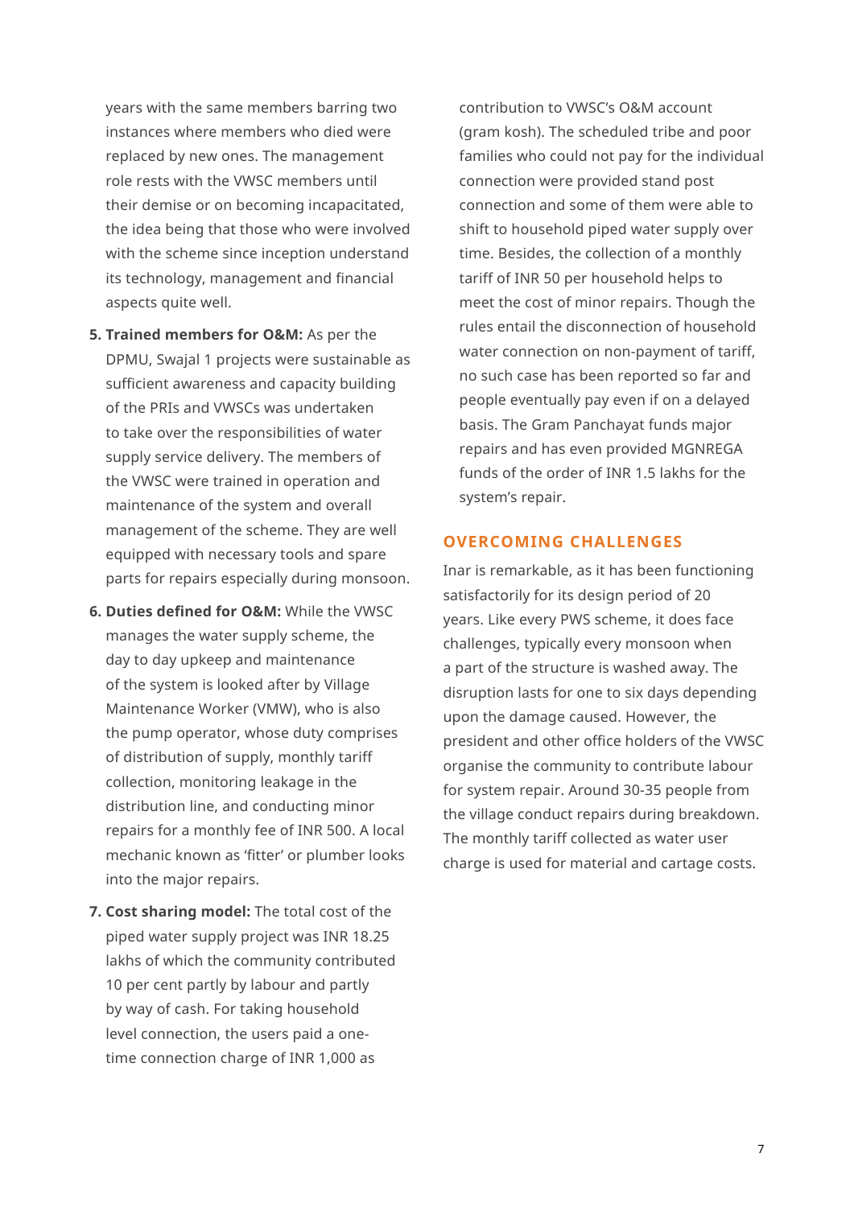years with the same members barring two instances where members who died were replaced by new ones. The management role rests with the VWSC members until their demise or on becoming incapacitated, the idea being that those who were involved with the scheme since inception understand its technology, management and financial aspects quite well.

5. **Trained members for O&M:** As per the DPMU, Swajal 1 projects were sustainable as sufficient awareness and capacity building of the PRIs and VWSCs was undertaken to take over the responsibilities of water supply service delivery. The members of the VWSC were trained in operation and maintenance of the system and overall management of the scheme. They are well equipped with necessary tools and spare parts for repairs especially during monsoon.

6. **Duties defined for O&M:** While the VWSC manages the water supply scheme, the day to day upkeep and maintenance of the system is looked after by Village Maintenance Worker (VMW), who is also the pump operator, whose duty comprises of distribution of supply, monthly tariff collection, monitoring leakage in the distribution line, and conducting minor repairs for a monthly fee of INR 500. A local mechanic known as 'fitter' or plumber looks into the major repairs.

7. **Cost sharing model:** The total cost of the piped water supply project was INR 18.25 lakhs of which the community contributed 10 per cent partly by labour and partly by way of cash. For taking household level connection, the users paid a one-time connection charge of INR 1,000 as contribution to VWSC's O&M account (gram kosh). The scheduled tribe and poor families who could not pay for the individual connection were provided stand post connection and some of them were able to shift to household piped water supply over time. Besides, the collection of a monthly tariff of INR 50 per household helps to meet the cost of minor repairs. Though the rules entail the disconnection of household water connection on non-payment of tariff, no such case has been reported so far and people eventually pay even if on a delayed basis. The Gram Panchayat funds major repairs and has even provided MGNREGA funds of the order of INR 1.5 lakhs for the system's repair.

## OVERCOMING CHALLENGES

Inar is remarkable, as it has been functioning satisfactorily for its design period of 20 years. Like every PWS scheme, it does face challenges, typically every monsoon when a part of the structure is washed away. The disruption lasts for one to six days depending upon the damage caused. However, the president and other office holders of the VWSC organise the community to contribute labour for system repair. Around 30-35 people from the village conduct repairs during breakdown. The monthly tariff collected as water user charge is used for material and cartage costs.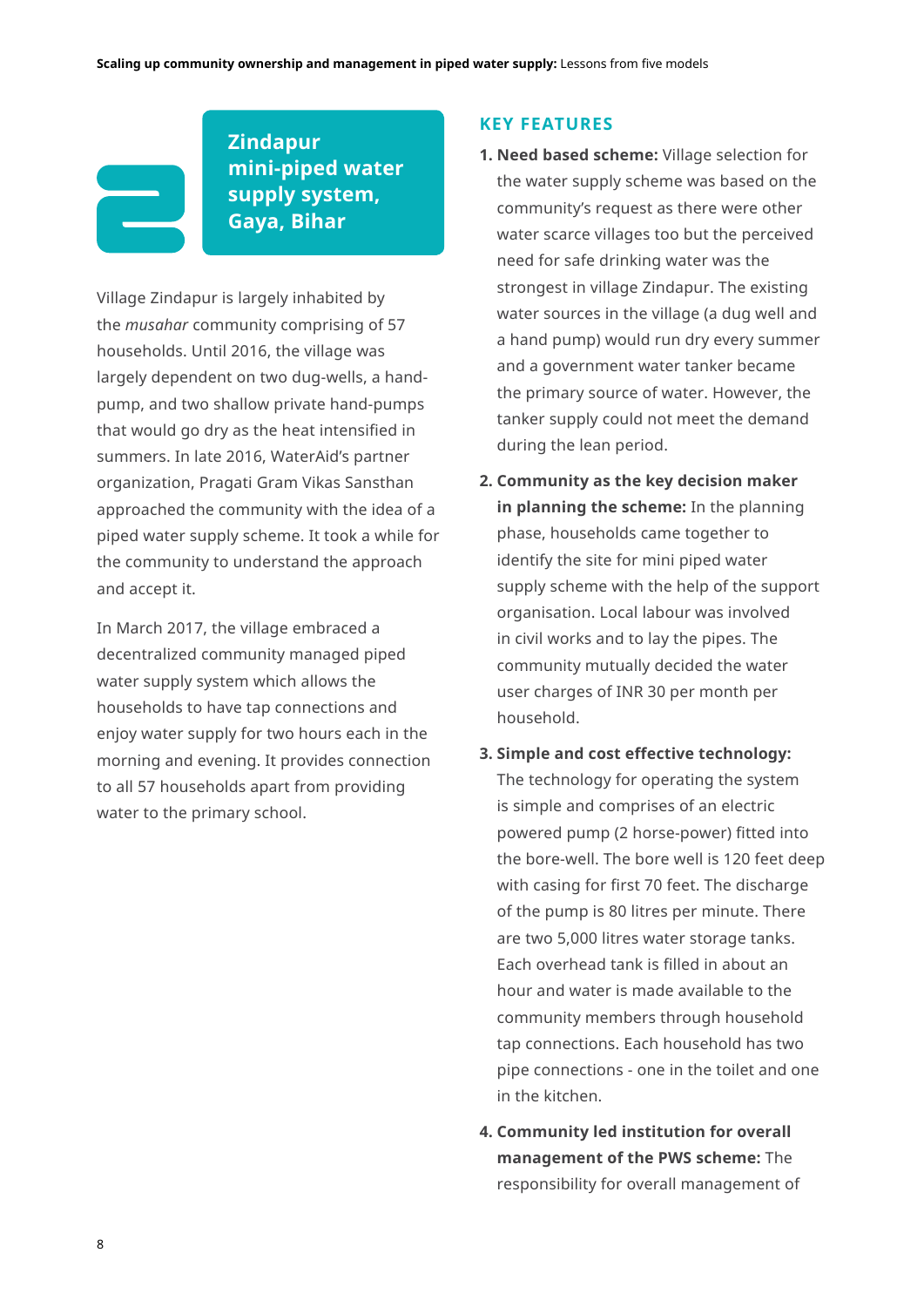## 2 Zindapur mini-piped water supply system, Gaya, Bihar

Village Zindapur is largely inhabited by the *musahar* community comprising of 57 households. Until 2016, the village was largely dependent on two dug-wells, a hand-pump, and two shallow private hand-pumps that would go dry as the heat intensified in summers. In late 2016, WaterAid's partner organization, Pragati Gram Vikas Sansthan approached the community with the idea of a piped water supply scheme. It took a while for the community to understand the approach and accept it.

In March 2017, the village embraced a decentralized community managed piped water supply system which allows the households to have tap connections and enjoy water supply for two hours each in the morning and evening. It provides connection to all 57 households apart from providing water to the primary school.

### KEY FEATURES

1. **Need based scheme:** Village selection for the water supply scheme was based on the community's request as there were other water scarce villages too but the perceived need for safe drinking water was the strongest in village Zindapur. The existing water sources in the village (a dug well and a hand pump) would run dry every summer and a government water tanker became the primary source of water. However, the tanker supply could not meet the demand during the lean period.
2. **Community as the key decision maker in planning the scheme:** In the planning phase, households came together to identify the site for mini piped water supply scheme with the help of the support organisation. Local labour was involved in civil works and to lay the pipes. The community mutually decided the water user charges of INR 30 per month per household.
3. **Simple and cost effective technology:** The technology for operating the system is simple and comprises of an electric powered pump (2 horse-power) fitted into the bore-well. The bore well is 120 feet deep with casing for first 70 feet. The discharge of the pump is 80 litres per minute. There are two 5,000 litres water storage tanks. Each overhead tank is filled in about an hour and water is made available to the community members through household tap connections. Each household has two pipe connections - one in the toilet and one in the kitchen.
4. **Community led institution for overall management of the PWS scheme:** The responsibility for overall management of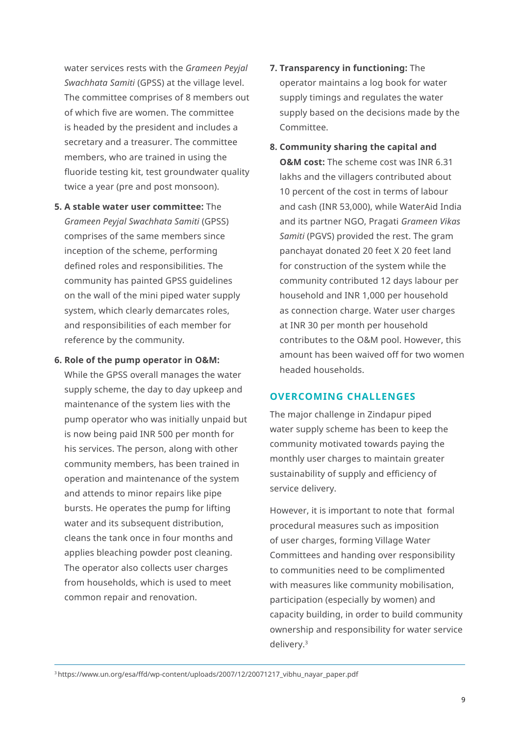water services rests with the *Grameen Peyjal Swachhata Samiti* (GPSS) at the village level. The committee comprises of 8 members out of which five are women. The committee is headed by the president and includes a secretary and a treasurer. The committee members, who are trained in using the fluoride testing kit, test groundwater quality twice a year (pre and post monsoon).

5. **A stable water user committee:** The *Grameen Peyjal Swachhata Samiti* (GPSS) comprises of the same members since inception of the scheme, performing defined roles and responsibilities. The community has painted GPSS guidelines on the wall of the mini piped water supply system, which clearly demarcates roles, and responsibilities of each member for reference by the community.

6. **Role of the pump operator in O&M:** While the GPSS overall manages the water supply scheme, the day to day upkeep and maintenance of the system lies with the pump operator who was initially unpaid but is now being paid INR 500 per month for his services. The person, along with other community members, has been trained in operation and maintenance of the system and attends to minor repairs like pipe bursts. He operates the pump for lifting water and its subsequent distribution, cleans the tank once in four months and applies bleaching powder post cleaning. The operator also collects user charges from households, which is used to meet common repair and renovation.

7. **Transparency in functioning:** The operator maintains a log book for water supply timings and regulates the water supply based on the decisions made by the Committee.

8. **Community sharing the capital and O&M cost:** The scheme cost was INR 6.31 lakhs and the villagers contributed about 10 percent of the cost in terms of labour and cash (INR 53,000), while WaterAid India and its partner NGO, Pragati *Grameen Vikas Samiti* (PGVS) provided the rest. The gram panchayat donated 20 feet X 20 feet land for construction of the system while the community contributed 12 days labour per household and INR 1,000 per household as connection charge. Water user charges at INR 30 per month per household contributes to the O&M pool. However, this amount has been waived off for two women headed households.

## OVERCOMING CHALLENGES

The major challenge in Zindapur piped water supply scheme has been to keep the community motivated towards paying the monthly user charges to maintain greater sustainability of supply and efficiency of service delivery.

However, it is important to note that formal procedural measures such as imposition of user charges, forming Village Water Committees and handing over responsibility to communities need to be complimented with measures like community mobilisation, participation (especially by women) and capacity building, in order to build community ownership and responsibility for water service delivery.[3]

[3] https://www.un.org/esa/ffd/wp-content/uploads/2007/12/20071217_vibhu_nayar_paper.pdf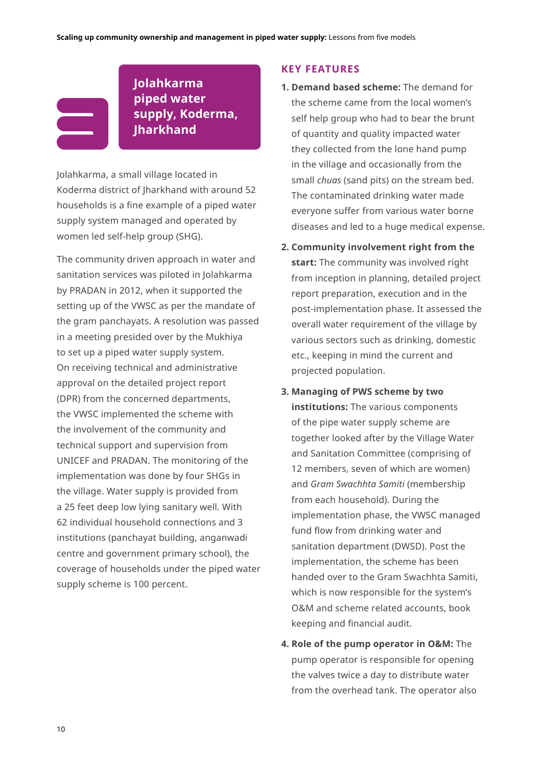## Jolahkarma piped water supply, Koderma, Jharkhand

Jolahkarma, a small village located in Koderma district of Jharkhand with around 52 households is a fine example of a piped water supply system managed and operated by women led self-help group (SHG).

The community driven approach in water and sanitation services was piloted in Jolahkarma by PRADAN in 2012, when it supported the setting up of the VWSC as per the mandate of the gram panchayats. A resolution was passed in a meeting presided over by the Mukhiya to set up a piped water supply system. On receiving technical and administrative approval on the detailed project report (DPR) from the concerned departments, the VWSC implemented the scheme with the involvement of the community and technical support and supervision from UNICEF and PRADAN. The monitoring of the implementation was done by four SHGs in the village. Water supply is provided from a 25 feet deep low lying sanitary well. With 62 individual household connections and 3 institutions (panchayat building, anganwadi centre and government primary school), the coverage of households under the piped water supply scheme is 100 percent.

### KEY FEATURES

1. **Demand based scheme:** The demand for the scheme came from the local women's self help group who had to bear the brunt of quantity and quality impacted water they collected from the lone hand pump in the village and occasionally from the small *chuas* (sand pits) on the stream bed. The contaminated drinking water made everyone suffer from various water borne diseases and led to a huge medical expense.
2. **Community involvement right from the start:** The community was involved right from inception in planning, detailed project report preparation, execution and in the post-implementation phase. It assessed the overall water requirement of the village by various sectors such as drinking, domestic etc., keeping in mind the current and projected population.
3. **Managing of PWS scheme by two institutions:** The various components of the pipe water supply scheme are together looked after by the Village Water and Sanitation Committee (comprising of 12 members, seven of which are women) and *Gram Swachhta Samiti* (membership from each household). During the implementation phase, the VWSC managed fund flow from drinking water and sanitation department (DWSD). Post the implementation, the scheme has been handed over to the Gram Swachhta Samiti, which is now responsible for the system's O&M and scheme related accounts, book keeping and financial audit.
4. **Role of the pump operator in O&M:** The pump operator is responsible for opening the valves twice a day to distribute water from the overhead tank. The operator also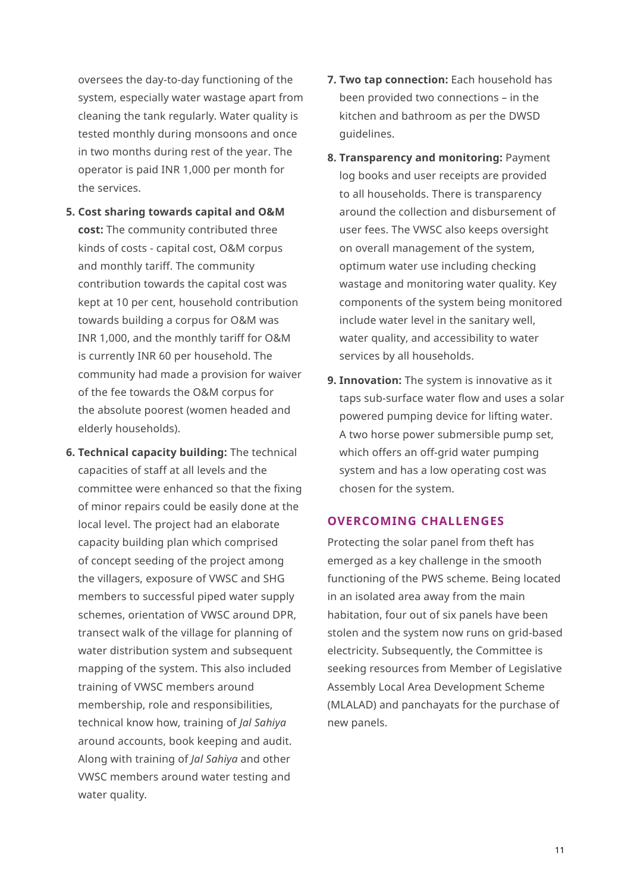oversees the day-to-day functioning of the system, especially water wastage apart from cleaning the tank regularly. Water quality is tested monthly during monsoons and once in two months during rest of the year. The operator is paid INR 1,000 per month for the services.

5. **Cost sharing towards capital and O&M cost:** The community contributed three kinds of costs - capital cost, O&M corpus and monthly tariff. The community contribution towards the capital cost was kept at 10 per cent, household contribution towards building a corpus for O&M was INR 1,000, and the monthly tariff for O&M is currently INR 60 per household. The community had made a provision for waiver of the fee towards the O&M corpus for the absolute poorest (women headed and elderly households).

6. **Technical capacity building:** The technical capacities of staff at all levels and the committee were enhanced so that the fixing of minor repairs could be easily done at the local level. The project had an elaborate capacity building plan which comprised of concept seeding of the project among the villagers, exposure of VWSC and SHG members to successful piped water supply schemes, orientation of VWSC around DPR, transect walk of the village for planning of water distribution system and subsequent mapping of the system. This also included training of VWSC members around membership, role and responsibilities, technical know how, training of *Jal Sahiya* around accounts, book keeping and audit. Along with training of *Jal Sahiya* and other VWSC members around water testing and water quality.

7. **Two tap connection:** Each household has been provided two connections – in the kitchen and bathroom as per the DWSD guidelines.

8. **Transparency and monitoring:** Payment log books and user receipts are provided to all households. There is transparency around the collection and disbursement of user fees. The VWSC also keeps oversight on overall management of the system, optimum water use including checking wastage and monitoring water quality. Key components of the system being monitored include water level in the sanitary well, water quality, and accessibility to water services by all households.

9. **Innovation:** The system is innovative as it taps sub-surface water flow and uses a solar powered pumping device for lifting water. A two horse power submersible pump set, which offers an off-grid water pumping system and has a low operating cost was chosen for the system.

## OVERCOMING CHALLENGES

Protecting the solar panel from theft has emerged as a key challenge in the smooth functioning of the PWS scheme. Being located in an isolated area away from the main habitation, four out of six panels have been stolen and the system now runs on grid-based electricity. Subsequently, the Committee is seeking resources from Member of Legislative Assembly Local Area Development Scheme (MLALAD) and panchayats for the purchase of new panels.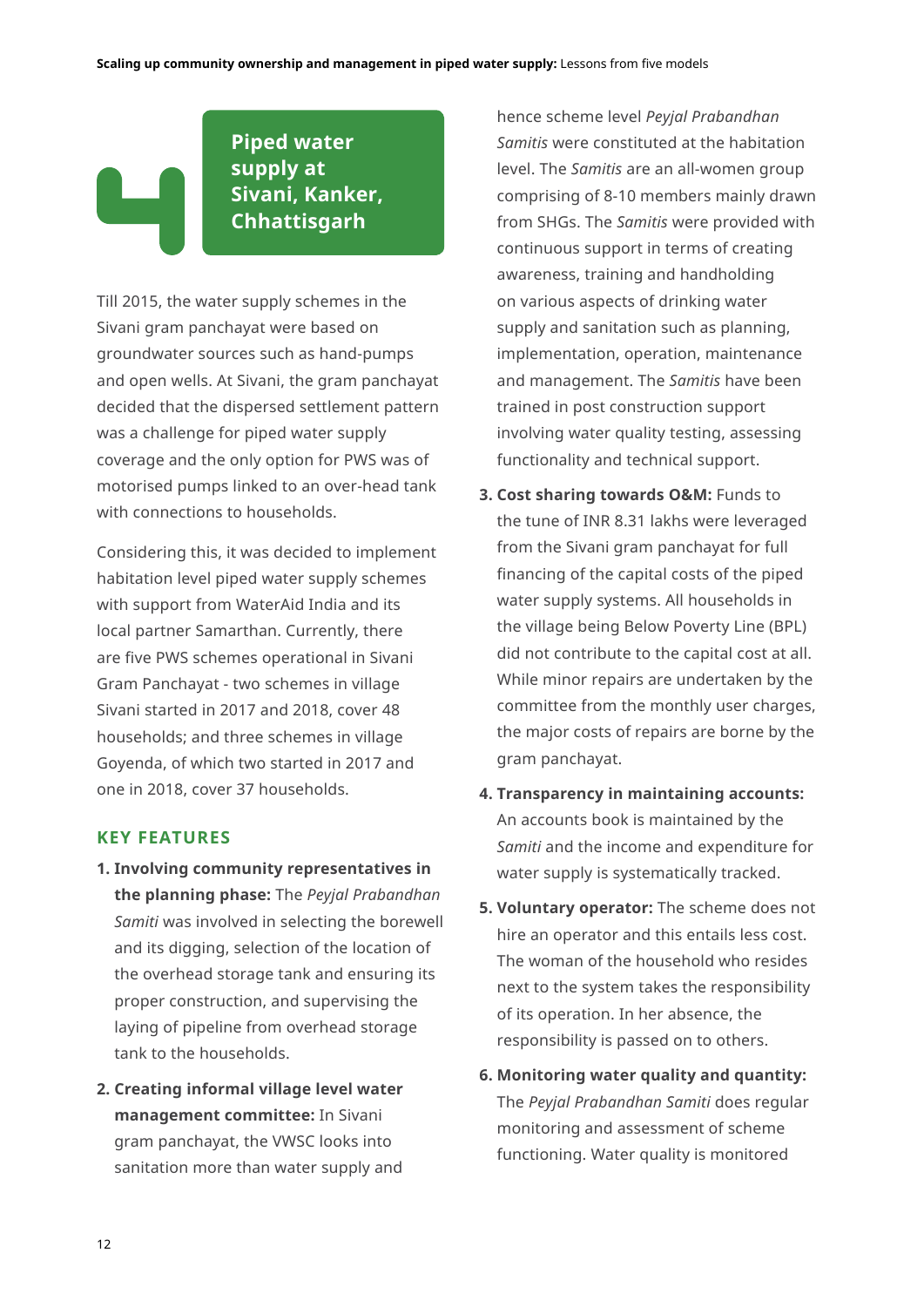# 4 Piped water supply at Sivani, Kanker, Chhattisgarh

Till 2015, the water supply schemes in the Sivani gram panchayat were based on groundwater sources such as hand-pumps and open wells. At Sivani, the gram panchayat decided that the dispersed settlement pattern was a challenge for piped water supply coverage and the only option for PWS was of motorised pumps linked to an over-head tank with connections to households.

Considering this, it was decided to implement habitation level piped water supply schemes with support from WaterAid India and its local partner Samarthan. Currently, there are five PWS schemes operational in Sivani Gram Panchayat - two schemes in village Sivani started in 2017 and 2018, cover 48 households; and three schemes in village Goyenda, of which two started in 2017 and one in 2018, cover 37 households.

## KEY FEATURES

1. **Involving community representatives in the planning phase:** The *Peyjal Prabandhan Samiti* was involved in selecting the borewell and its digging, selection of the location of the overhead storage tank and ensuring its proper construction, and supervising the laying of pipeline from overhead storage tank to the households.
2. **Creating informal village level water management committee:** In Sivani gram panchayat, the VWSC looks into sanitation more than water supply and hence scheme level *Peyjal Prabandhan Samitis* were constituted at the habitation level. The *Samitis* are an all-women group comprising of 8-10 members mainly drawn from SHGs. The *Samitis* were provided with continuous support in terms of creating awareness, training and handholding on various aspects of drinking water supply and sanitation such as planning, implementation, operation, maintenance and management. The *Samitis* have been trained in post construction support involving water quality testing, assessing functionality and technical support.
3. **Cost sharing towards O&M:** Funds to the tune of INR 8.31 lakhs were leveraged from the Sivani gram panchayat for full financing of the capital costs of the piped water supply systems. All households in the village being Below Poverty Line (BPL) did not contribute to the capital cost at all. While minor repairs are undertaken by the committee from the monthly user charges, the major costs of repairs are borne by the gram panchayat.
4. **Transparency in maintaining accounts:** An accounts book is maintained by the *Samiti* and the income and expenditure for water supply is systematically tracked.
5. **Voluntary operator:** The scheme does not hire an operator and this entails less cost. The woman of the household who resides next to the system takes the responsibility of its operation. In her absence, the responsibility is passed on to others.
6. **Monitoring water quality and quantity:** The *Peyjal Prabandhan Samiti* does regular monitoring and assessment of scheme functioning. Water quality is monitored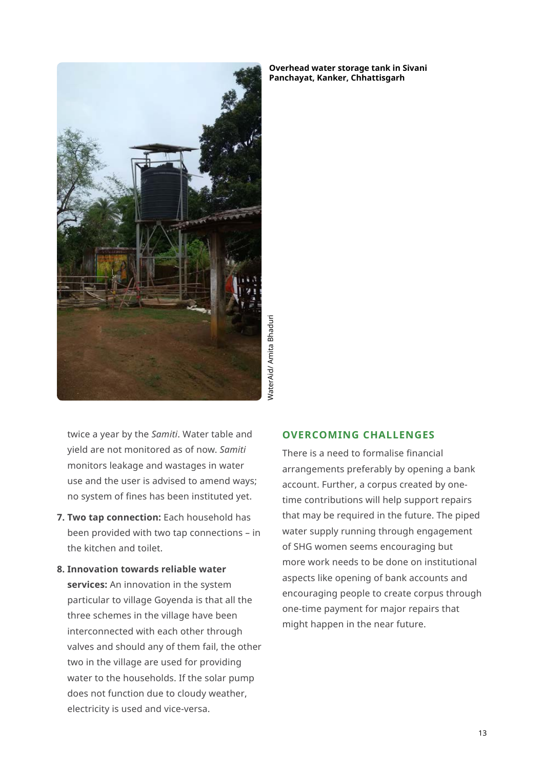Overhead water storage tank in Sivani Panchayat, Kanker, Chhattisgarh

WaterAid/ Amita Bhaduri

twice a year by the *Samiti*. Water table and yield are not monitored as of now. *Samiti* monitors leakage and wastages in water use and the user is advised to amend ways; no system of fines has been instituted yet.

7. **Two tap connection:** Each household has been provided with two tap connections – in the kitchen and toilet.
8. **Innovation towards reliable water services:** An innovation in the system particular to village Goyenda is that all the three schemes in the village have been interconnected with each other through valves and should any of them fail, the other two in the village are used for providing water to the households. If the solar pump does not function due to cloudy weather, electricity is used and vice-versa.

## OVERCOMING CHALLENGES

There is a need to formalise financial arrangements preferably by opening a bank account. Further, a corpus created by one-time contributions will help support repairs that may be required in the future. The piped water supply running through engagement of SHG women seems encouraging but more work needs to be done on institutional aspects like opening of bank accounts and encouraging people to create corpus through one-time payment for major repairs that might happen in the near future.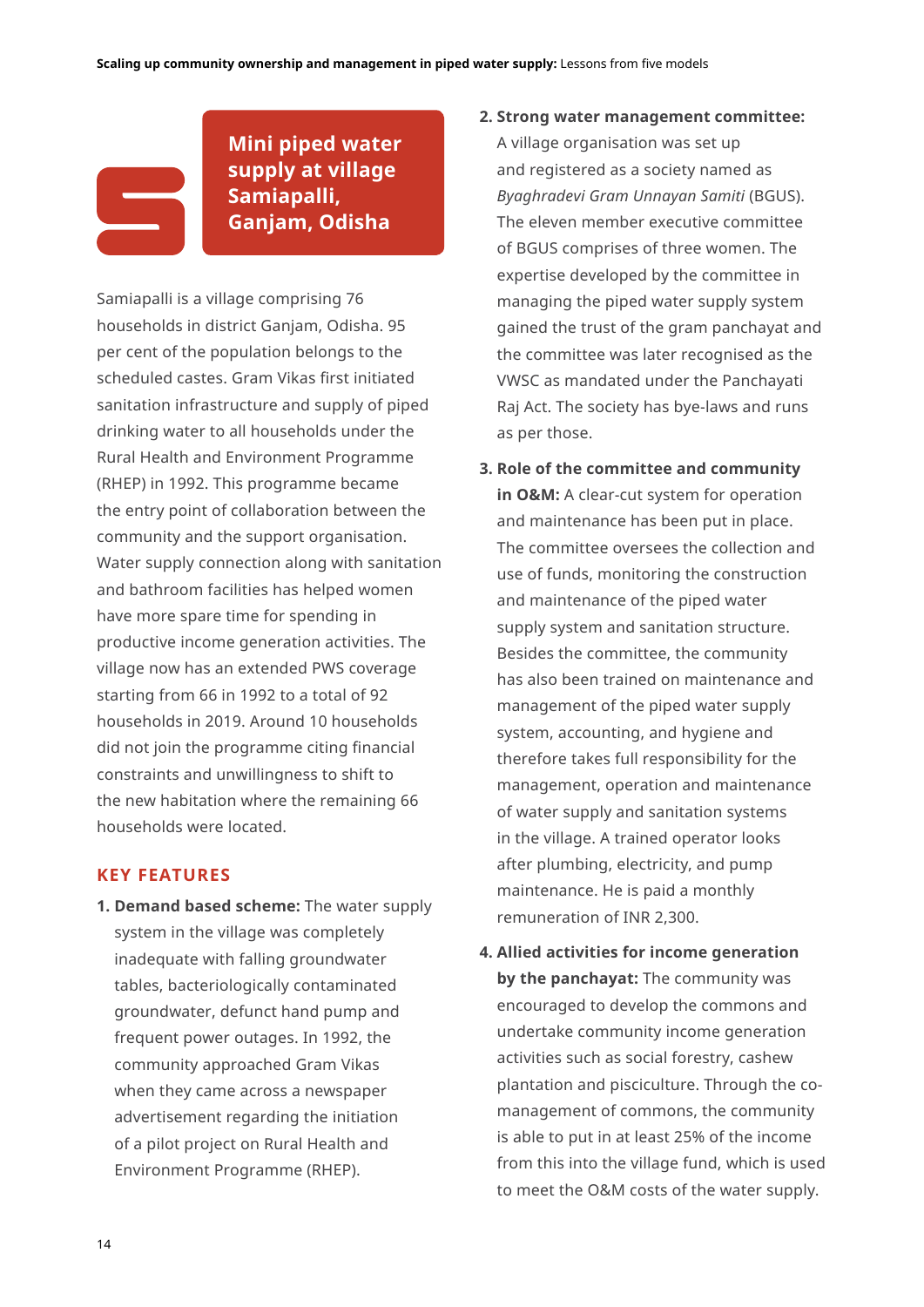## Mini piped water supply at village Samiapalli, Ganjam, Odisha

Samiapalli is a village comprising 76 households in district Ganjam, Odisha. 95 per cent of the population belongs to the scheduled castes. Gram Vikas first initiated sanitation infrastructure and supply of piped drinking water to all households under the Rural Health and Environment Programme (RHEP) in 1992. This programme became the entry point of collaboration between the community and the support organisation. Water supply connection along with sanitation and bathroom facilities has helped women have more spare time for spending in productive income generation activities. The village now has an extended PWS coverage starting from 66 in 1992 to a total of 92 households in 2019. Around 10 households did not join the programme citing financial constraints and unwillingness to shift to the new habitation where the remaining 66 households were located.

### KEY FEATURES

1. **Demand based scheme:** The water supply system in the village was completely inadequate with falling groundwater tables, bacteriologically contaminated groundwater, defunct hand pump and frequent power outages. In 1992, the community approached Gram Vikas when they came across a newspaper advertisement regarding the initiation of a pilot project on Rural Health and Environment Programme (RHEP).

2. **Strong water management committee:** A village organisation was set up and registered as a society named as *Byaghradevi Gram Unnayan Samiti* (BGUS). The eleven member executive committee of BGUS comprises of three women. The expertise developed by the committee in managing the piped water supply system gained the trust of the gram panchayat and the committee was later recognised as the VWSC as mandated under the Panchayati Raj Act. The society has bye-laws and runs as per those.

3. **Role of the committee and community in O&M:** A clear-cut system for operation and maintenance has been put in place. The committee oversees the collection and use of funds, monitoring the construction and maintenance of the piped water supply system and sanitation structure. Besides the committee, the community has also been trained on maintenance and management of the piped water supply system, accounting, and hygiene and therefore takes full responsibility for the management, operation and maintenance of water supply and sanitation systems in the village. A trained operator looks after plumbing, electricity, and pump maintenance. He is paid a monthly remuneration of INR 2,300.

4. **Allied activities for income generation by the panchayat:** The community was encouraged to develop the commons and undertake community income generation activities such as social forestry, cashew plantation and pisciculture. Through the co-management of commons, the community is able to put in at least 25% of the income from this into the village fund, which is used to meet the O&M costs of the water supply.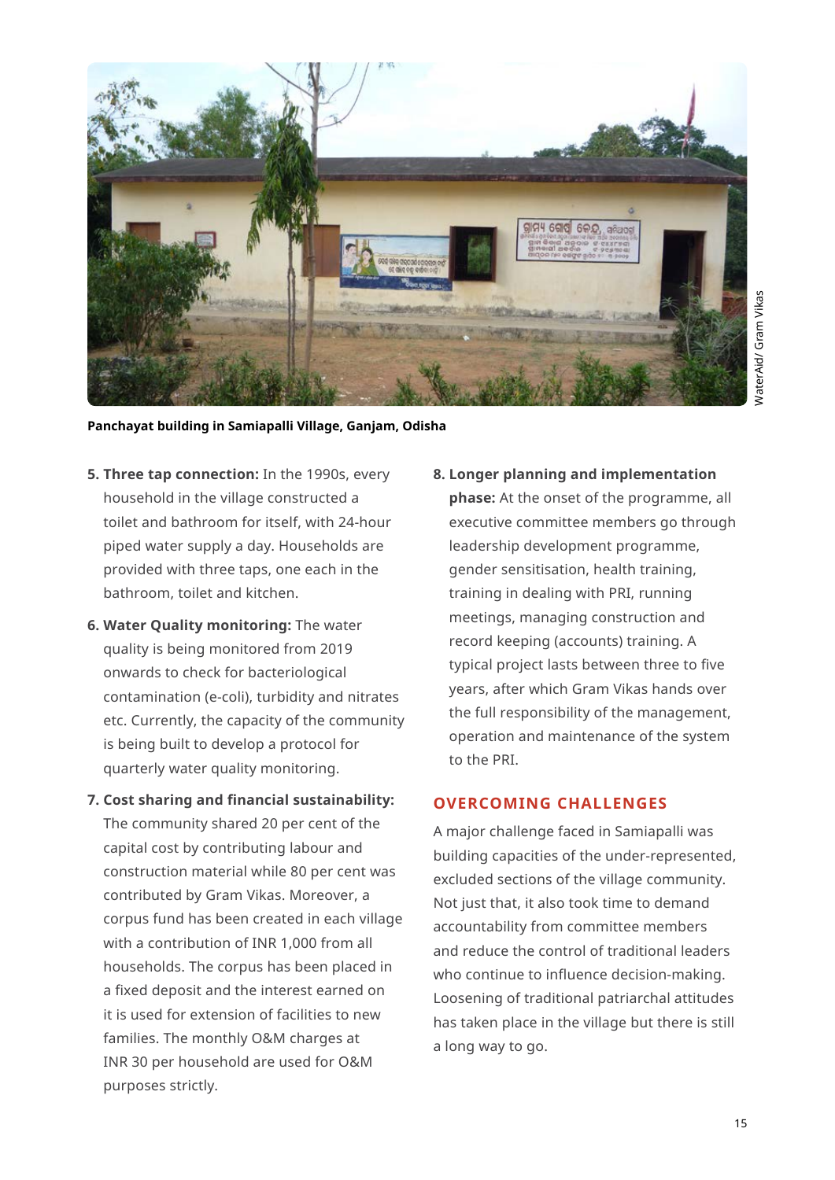Panchayat building in Samiapalli Village, Ganjam, Odisha

WaterAid/ Gram Vikas

5. **Three tap connection:** In the 1990s, every household in the village constructed a toilet and bathroom for itself, with 24-hour piped water supply a day. Households are provided with three taps, one each in the bathroom, toilet and kitchen.

6. **Water Quality monitoring:** The water quality is being monitored from 2019 onwards to check for bacteriological contamination (e-coli), turbidity and nitrates etc. Currently, the capacity of the community is being built to develop a protocol for quarterly water quality monitoring.

7. **Cost sharing and financial sustainability:** The community shared 20 per cent of the capital cost by contributing labour and construction material while 80 per cent was contributed by Gram Vikas. Moreover, a corpus fund has been created in each village with a contribution of INR 1,000 from all households. The corpus has been placed in a fixed deposit and the interest earned on it is used for extension of facilities to new families. The monthly O&M charges at INR 30 per household are used for O&M purposes strictly.

8. **Longer planning and implementation phase:** At the onset of the programme, all executive committee members go through leadership development programme, gender sensitisation, health training, training in dealing with PRI, running meetings, managing construction and record keeping (accounts) training. A typical project lasts between three to five years, after which Gram Vikas hands over the full responsibility of the management, operation and maintenance of the system to the PRI.

## OVERCOMING CHALLENGES

A major challenge faced in Samiapalli was building capacities of the under-represented, excluded sections of the village community. Not just that, it also took time to demand accountability from committee members and reduce the control of traditional leaders who continue to influence decision-making. Loosening of traditional patriarchal attitudes has taken place in the village but there is still a long way to go.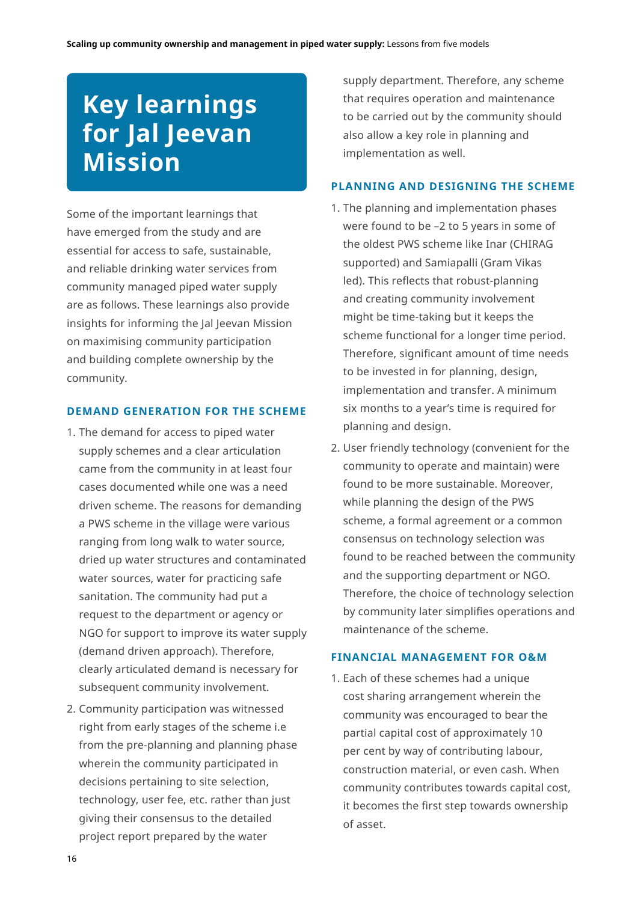# Key learnings for Jal Jeevan Mission

Some of the important learnings that have emerged from the study and are essential for access to safe, sustainable, and reliable drinking water services from community managed piped water supply are as follows. These learnings also provide insights for informing the Jal Jeevan Mission on maximising community participation and building complete ownership by the community.

## DEMAND GENERATION FOR THE SCHEME

1. The demand for access to piped water supply schemes and a clear articulation came from the community in at least four cases documented while one was a need driven scheme. The reasons for demanding a PWS scheme in the village were various ranging from long walk to water source, dried up water structures and contaminated water sources, water for practicing safe sanitation. The community had put a request to the department or agency or NGO for support to improve its water supply (demand driven approach). Therefore, clearly articulated demand is necessary for subsequent community involvement.
2. Community participation was witnessed right from early stages of the scheme i.e from the pre-planning and planning phase wherein the community participated in decisions pertaining to site selection, technology, user fee, etc. rather than just giving their consensus to the detailed project report prepared by the water supply department. Therefore, any scheme that requires operation and maintenance to be carried out by the community should also allow a key role in planning and implementation as well.

## PLANNING AND DESIGNING THE SCHEME

1. The planning and implementation phases were found to be –2 to 5 years in some of the oldest PWS scheme like Inar (CHIRAG supported) and Samiapalli (Gram Vikas led). This reflects that robust-planning and creating community involvement might be time-taking but it keeps the scheme functional for a longer time period. Therefore, significant amount of time needs to be invested in for planning, design, implementation and transfer. A minimum six months to a year's time is required for planning and design.
2. User friendly technology (convenient for the community to operate and maintain) were found to be more sustainable. Moreover, while planning the design of the PWS scheme, a formal agreement or a common consensus on technology selection was found to be reached between the community and the supporting department or NGO. Therefore, the choice of technology selection by community later simplifies operations and maintenance of the scheme.

## FINANCIAL MANAGEMENT FOR O&M

1. Each of these schemes had a unique cost sharing arrangement wherein the community was encouraged to bear the partial capital cost of approximately 10 per cent by way of contributing labour, construction material, or even cash. When community contributes towards capital cost, it becomes the first step towards ownership of asset.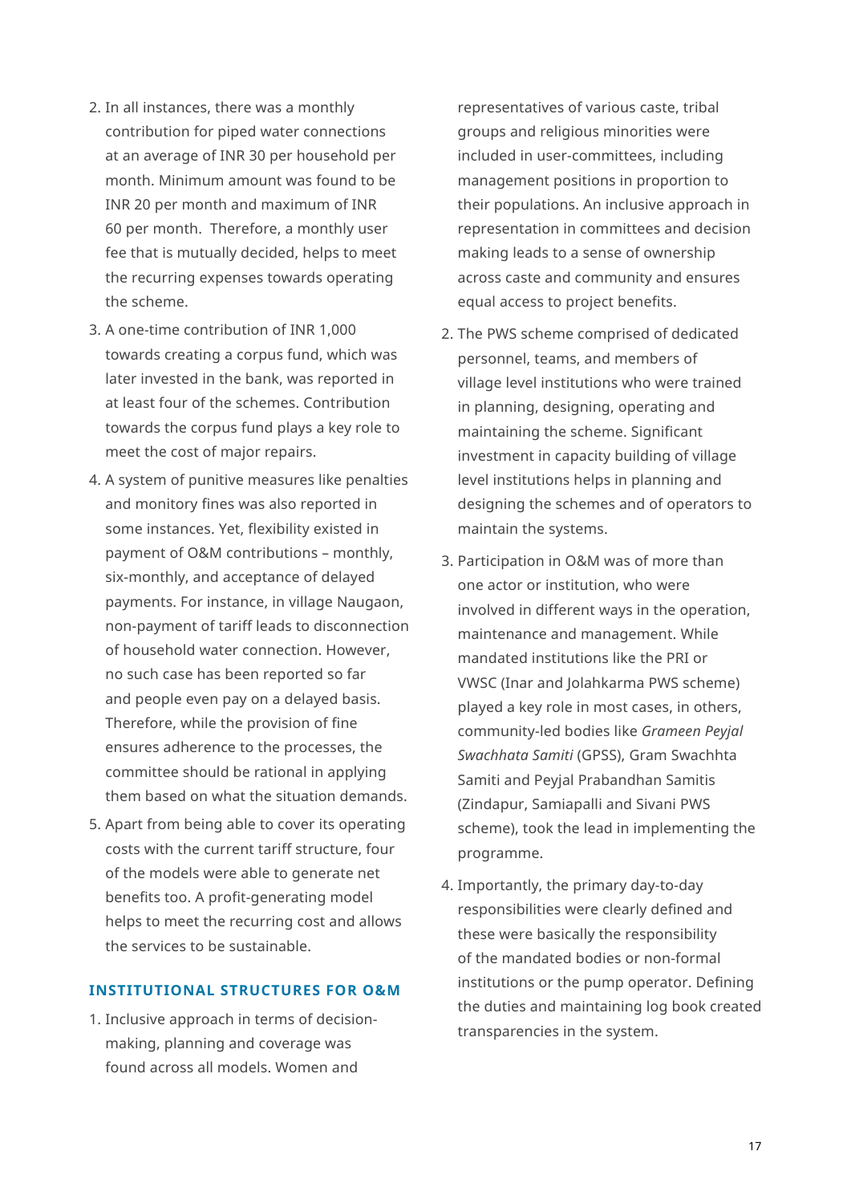2. In all instances, there was a monthly contribution for piped water connections at an average of INR 30 per household per month. Minimum amount was found to be INR 20 per month and maximum of INR 60 per month. Therefore, a monthly user fee that is mutually decided, helps to meet the recurring expenses towards operating the scheme.
3. A one-time contribution of INR 1,000 towards creating a corpus fund, which was later invested in the bank, was reported in at least four of the schemes. Contribution towards the corpus fund plays a key role to meet the cost of major repairs.
4. A system of punitive measures like penalties and monitory fines was also reported in some instances. Yet, flexibility existed in payment of O&M contributions – monthly, six-monthly, and acceptance of delayed payments. For instance, in village Naugaon, non-payment of tariff leads to disconnection of household water connection. However, no such case has been reported so far and people even pay on a delayed basis. Therefore, while the provision of fine ensures adherence to the processes, the committee should be rational in applying them based on what the situation demands.
5. Apart from being able to cover its operating costs with the current tariff structure, four of the models were able to generate net benefits too. A profit-generating model helps to meet the recurring cost and allows the services to be sustainable.

### INSTITUTIONAL STRUCTURES FOR O&M

1. Inclusive approach in terms of decision-making, planning and coverage was found across all models. Women and representatives of various caste, tribal groups and religious minorities were included in user-committees, including management positions in proportion to their populations. An inclusive approach in representation in committees and decision making leads to a sense of ownership across caste and community and ensures equal access to project benefits.
2. The PWS scheme comprised of dedicated personnel, teams, and members of village level institutions who were trained in planning, designing, operating and maintaining the scheme. Significant investment in capacity building of village level institutions helps in planning and designing the schemes and of operators to maintain the systems.
3. Participation in O&M was of more than one actor or institution, who were involved in different ways in the operation, maintenance and management. While mandated institutions like the PRI or VWSC (Inar and Jolahkarma PWS scheme) played a key role in most cases, in others, community-led bodies like *Grameen Peyjal Swachhata Samiti* (GPSS), Gram Swachhta Samiti and Peyjal Prabandhan Samitis (Zindapur, Samiapalli and Sivani PWS scheme), took the lead in implementing the programme.
4. Importantly, the primary day-to-day responsibilities were clearly defined and these were basically the responsibility of the mandated bodies or non-formal institutions or the pump operator. Defining the duties and maintaining log book created transparencies in the system.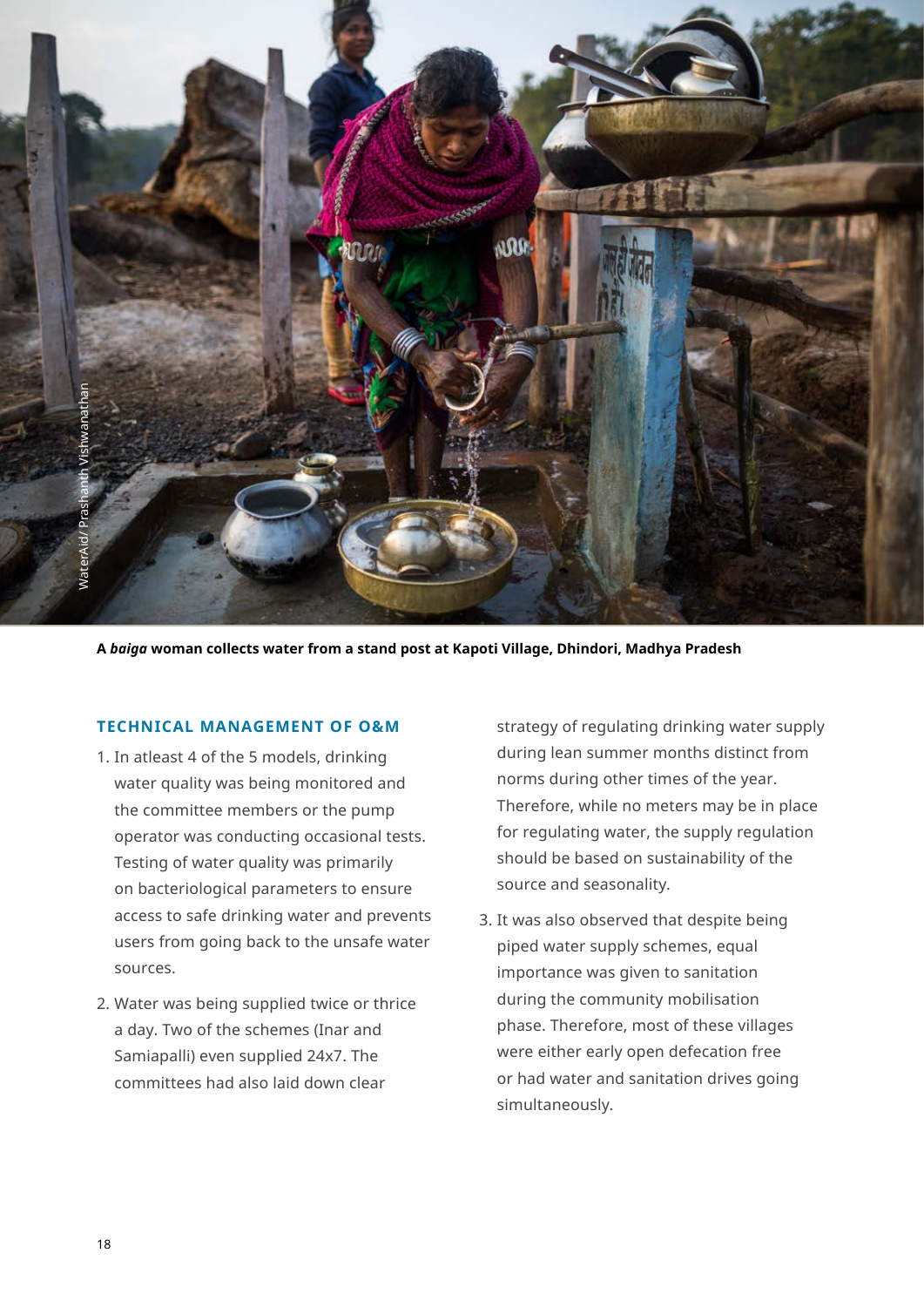**A *baiga* woman collects water from a stand post at Kapoti Village, Dhindori, Madhya Pradesh**

### TECHNICAL MANAGEMENT OF O&M

1. In atleast 4 of the 5 models, drinking water quality was being monitored and the committee members or the pump operator was conducting occasional tests. Testing of water quality was primarily on bacteriological parameters to ensure access to safe drinking water and prevents users from going back to the unsafe water sources.

2. Water was being supplied twice or thrice a day. Two of the schemes (Inar and Samiapalli) even supplied 24x7. The committees had also laid down clear strategy of regulating drinking water supply during lean summer months distinct from norms during other times of the year. Therefore, while no meters may be in place for regulating water, the supply regulation should be based on sustainability of the source and seasonality.

3. It was also observed that despite being piped water supply schemes, equal importance was given to sanitation during the community mobilisation phase. Therefore, most of these villages were either early open defecation free or had water and sanitation drives going simultaneously.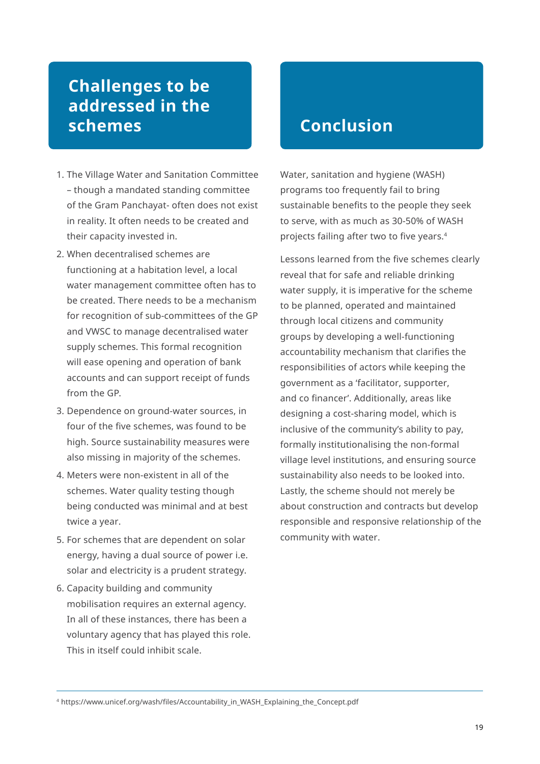## Challenges to be addressed in the schemes

1. The Village Water and Sanitation Committee – though a mandated standing committee of the Gram Panchayat- often does not exist in reality. It often needs to be created and their capacity invested in.
2. When decentralised schemes are functioning at a habitation level, a local water management committee often has to be created. There needs to be a mechanism for recognition of sub-committees of the GP and VWSC to manage decentralised water supply schemes. This formal recognition will ease opening and operation of bank accounts and can support receipt of funds from the GP.
3. Dependence on ground-water sources, in four of the five schemes, was found to be high. Source sustainability measures were also missing in majority of the schemes.
4. Meters were non-existent in all of the schemes. Water quality testing though being conducted was minimal and at best twice a year.
5. For schemes that are dependent on solar energy, having a dual source of power i.e. solar and electricity is a prudent strategy.
6. Capacity building and community mobilisation requires an external agency. In all of these instances, there has been a voluntary agency that has played this role. This in itself could inhibit scale.

## Conclusion

Water, sanitation and hygiene (WASH) programs too frequently fail to bring sustainable benefits to the people they seek to serve, with as much as 30-50% of WASH projects failing after two to five years.[4]

Lessons learned from the five schemes clearly reveal that for safe and reliable drinking water supply, it is imperative for the scheme to be planned, operated and maintained through local citizens and community groups by developing a well-functioning accountability mechanism that clarifies the responsibilities of actors while keeping the government as a 'facilitator, supporter, and co financer'. Additionally, areas like designing a cost-sharing model, which is inclusive of the community's ability to pay, formally institutionalising the non-formal village level institutions, and ensuring source sustainability also needs to be looked into. Lastly, the scheme should not merely be about construction and contracts but develop responsible and responsive relationship of the community with water.

---

[4] https://www.unicef.org/wash/files/Accountability_in_WASH_Explaining_the_Concept.pdf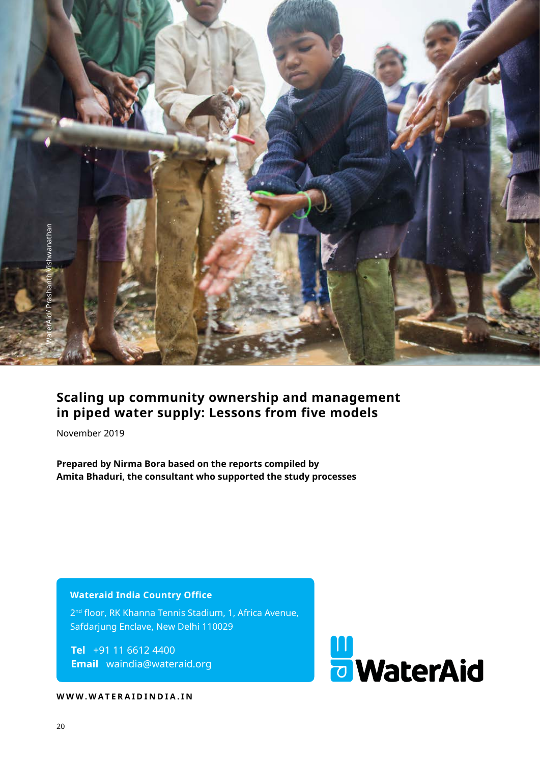WaterAid/ Prashanth Vishwanathan

**Scaling up community ownership and management in piped water supply: Lessons from five models**

November 2019

**Prepared by Nirma Bora based on the reports compiled by Amita Bhaduri, the consultant who supported the study processes**

**Wateraid India Country Office**

2nd floor, RK Khanna Tennis Stadium, 1, Africa Avenue, Safdarjung Enclave, New Delhi 110029

**Tel** +91 11 6612 4400
**Email** waindia@wateraid.org

WaterAid

**WWW.WATERAIDINDIA.IN**